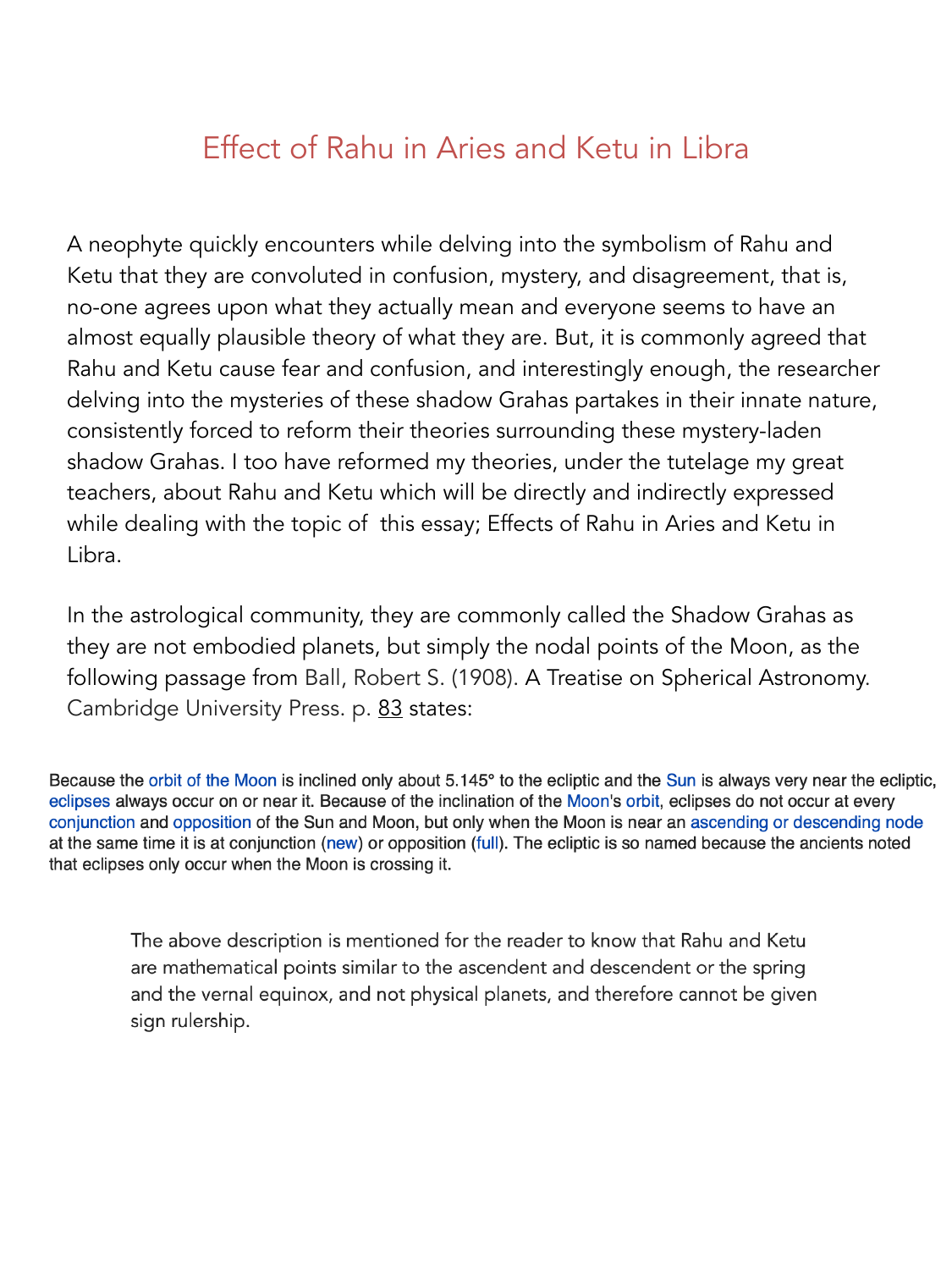# Effect of Rahu in Aries and Ketu in Libra

A neophyte quickly encounters while delving into the symbolism of Rahu and Ketu that they are convoluted in confusion, mystery, and disagreement, that is, no-one agrees upon what they actually mean and everyone seems to have an almost equally plausible theory of what they are. But, it is commonly agreed that Rahu and Ketu cause fear and confusion, and interestingly enough, the researcher delving into the mysteries of these shadow Grahas partakes in their innate nature, consistently forced to reform their theories surrounding these mystery-laden shadow Grahas. I too have reformed my theories, under the tutelage my great teachers, about Rahu and Ketu which will be directly and indirectly expressed while dealing with the topic of  this essay; Effects of Rahu in Aries and Ketu in Libra.

In the astrological community, they are commonly called the Shadow Grahas as they are not embodied planets, but simply the nodal points of the Moon, as the following passage from Ball, Robert S. (1908). A Treatise on Spherical Astronomy. Cambridge University Press. p. 83 states:

Because the orbit of the Moon is inclined only about 5.145° to the ecliptic and the Sun is always very near the ecliptic, eclipses always occur on or near it. Because of the inclination of the Moon's orbit, eclipses do not occur at every conjunction and opposition of the Sun and Moon, but only when the Moon is near an ascending or descending node at the same time it is at conjunction (new) or opposition (full). The ecliptic is so named because the ancients noted that eclipses only occur when the Moon is crossing it.

> The above description is mentioned for the reader to know that Rahu and Ketu are mathematical points similar to the ascendent and descendent or the spring and the vernal equinox, and not physical planets, and therefore cannot be given sign rulership.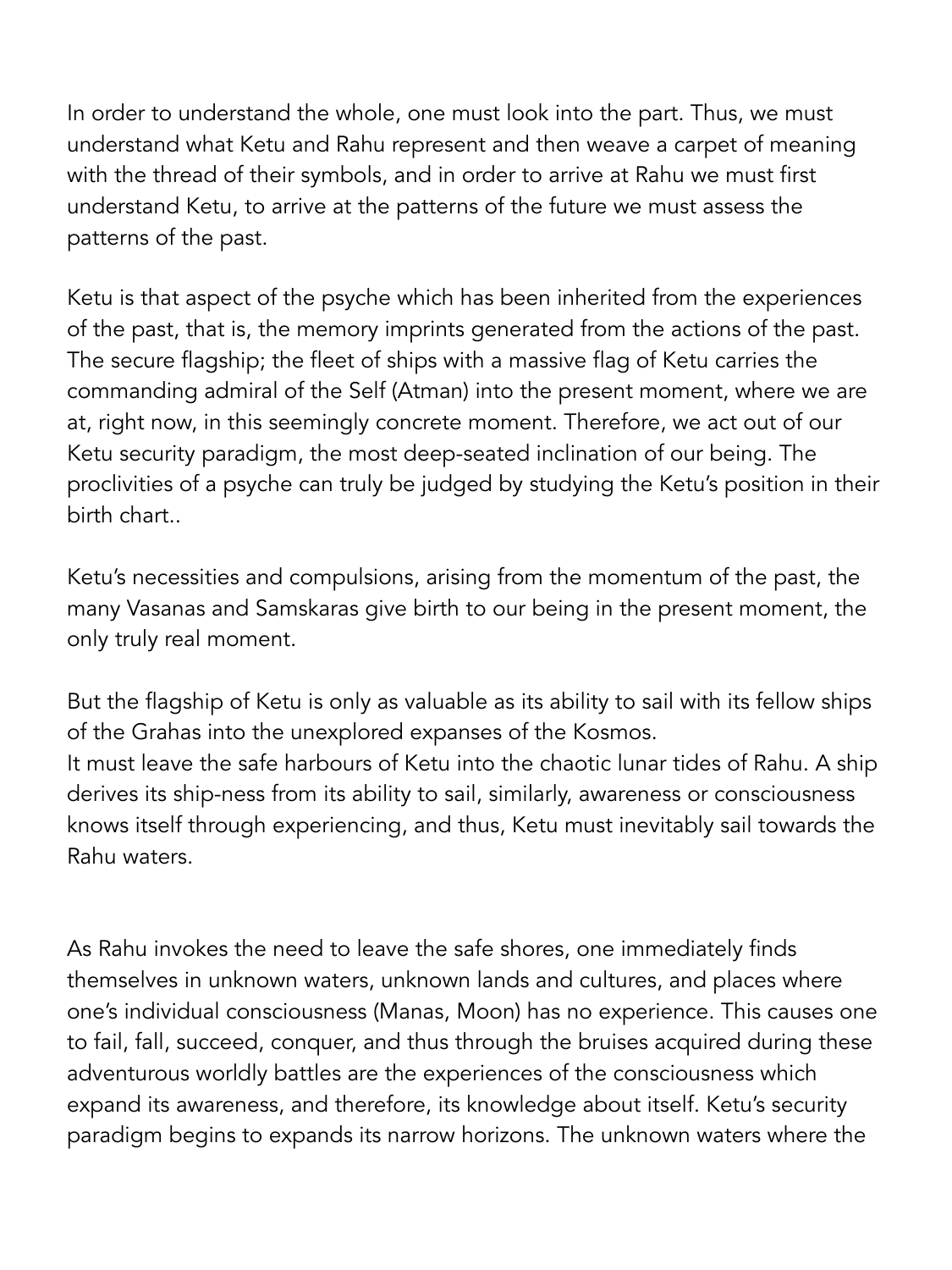In order to understand the whole, one must look into the part. Thus, we must understand what Ketu and Rahu represent and then weave a carpet of meaning with the thread of their symbols, and in order to arrive at Rahu we must first understand Ketu, to arrive at the patterns of the future we must assess the patterns of the past.

Ketu is that aspect of the psyche which has been inherited from the experiences of the past, that is, the memory imprints generated from the actions of the past. The secure flagship; the fleet of ships with a massive flag of Ketu carries the commanding admiral of the Self (Atman) into the present moment, where we are at, right now, in this seemingly concrete moment. Therefore, we act out of our Ketu security paradigm, the most deep-seated inclination of our being. The proclivities of a psyche can truly be judged by studying the Ketu's position in their birth chart..

Ketu's necessities and compulsions, arising from the momentum of the past, the many Vasanas and Samskaras give birth to our being in the present moment, the only truly real moment.

But the flagship of Ketu is only as valuable as its ability to sail with its fellow ships of the Grahas into the unexplored expanses of the Kosmos.
It must leave the safe harbours of Ketu into the chaotic lunar tides of Rahu. A ship derives its ship-ness from its ability to sail, similarly, awareness or consciousness knows itself through experiencing, and thus, Ketu must inevitably sail towards the Rahu waters.

As Rahu invokes the need to leave the safe shores, one immediately finds themselves in unknown waters, unknown lands and cultures, and places where one's individual consciousness (Manas, Moon) has no experience. This causes one to fail, fall, succeed, conquer, and thus through the bruises acquired during these adventurous worldly battles are the experiences of the consciousness which expand its awareness, and therefore, its knowledge about itself. Ketu's security paradigm begins to expands its narrow horizons. The unknown waters where the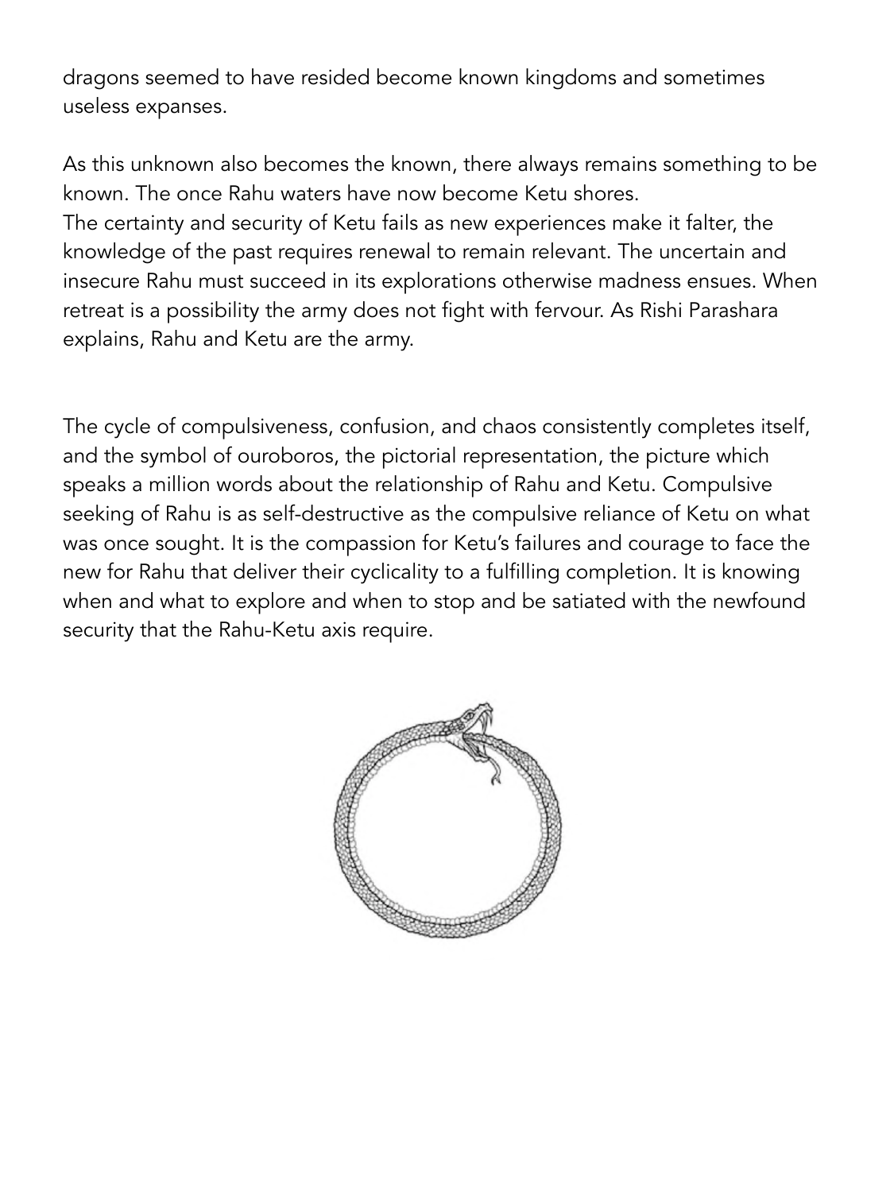dragons seemed to have resided become known kingdoms and sometimes useless expanses.

As this unknown also becomes the known, there always remains something to be known. The once Rahu waters have now become Ketu shores.
The certainty and security of Ketu fails as new experiences make it falter, the knowledge of the past requires renewal to remain relevant. The uncertain and insecure Rahu must succeed in its explorations otherwise madness ensues. When retreat is a possibility the army does not fight with fervour. As Rishi Parashara explains, Rahu and Ketu are the army.

The cycle of compulsiveness, confusion, and chaos consistently completes itself, and the symbol of ouroboros, the pictorial representation, the picture which speaks a million words about the relationship of Rahu and Ketu. Compulsive seeking of Rahu is as self-destructive as the compulsive reliance of Ketu on what was once sought. It is the compassion for Ketu's failures and courage to face the new for Rahu that deliver their cyclicality to a fulfilling completion. It is knowing when and what to explore and when to stop and be satiated with the newfound security that the Rahu-Ketu axis require.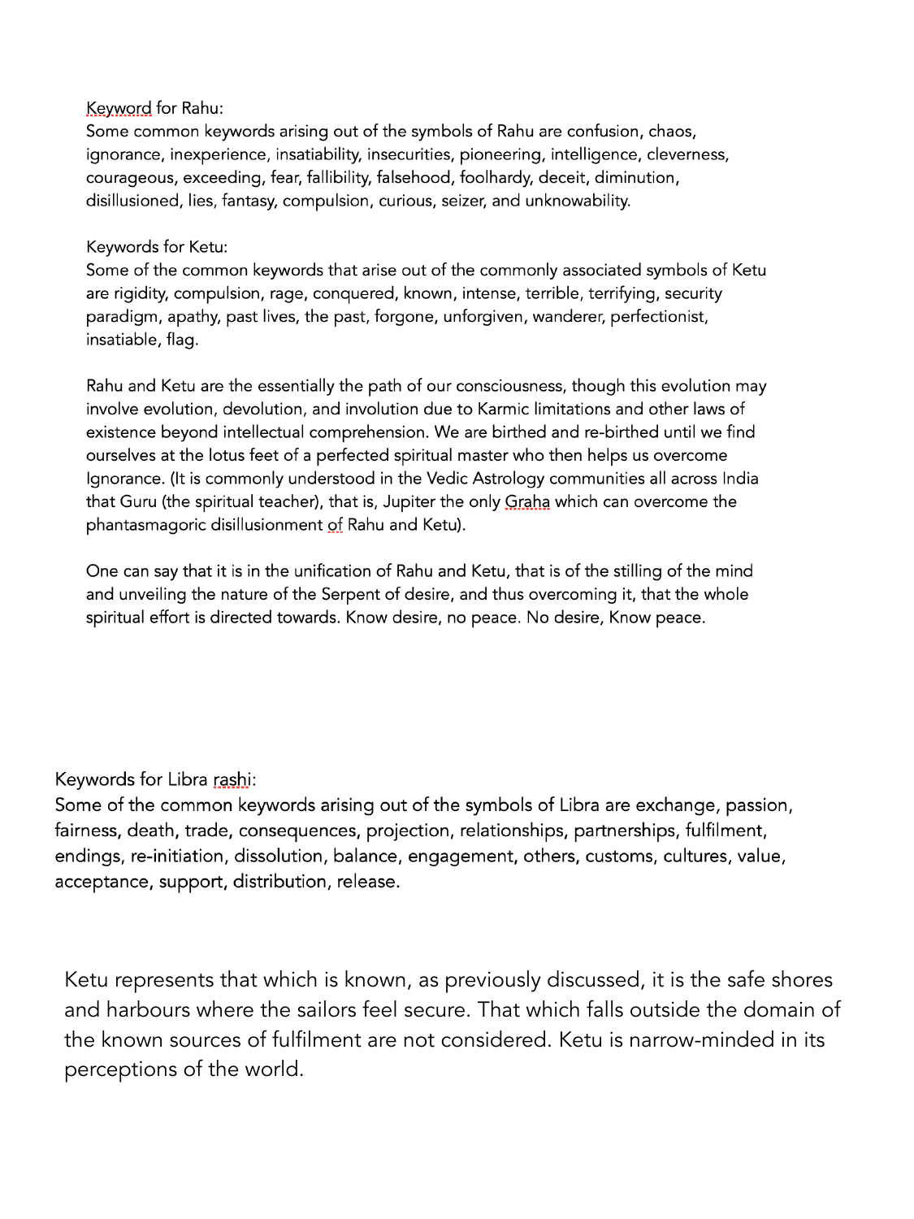Keyword for Rahu:
Some common keywords arising out of the symbols of Rahu are confusion, chaos, ignorance, inexperience, insatiability, insecurities, pioneering, intelligence, cleverness, courageous, exceeding, fear, fallibility, falsehood, foolhardy, deceit, diminution, disillusioned, lies, fantasy, compulsion, curious, seizer, and unknowability.

Keywords for Ketu:
Some of the common keywords that arise out of the commonly associated symbols of Ketu are rigidity, compulsion, rage, conquered, known, intense, terrible, terrifying, security paradigm, apathy, past lives, the past, forgone, unforgiven, wanderer, perfectionist, insatiable, flag.

Rahu and Ketu are the essentially the path of our consciousness, though this evolution may involve evolution, devolution, and involution due to Karmic limitations and other laws of existence beyond intellectual comprehension. We are birthed and re-birthed until we find ourselves at the lotus feet of a perfected spiritual master who then helps us overcome Ignorance. (It is commonly understood in the Vedic Astrology communities all across India that Guru (the spiritual teacher), that is, Jupiter the only Graha which can overcome the phantasmagoric disillusionment of Rahu and Ketu).

One can say that it is in the unification of Rahu and Ketu, that is of the stilling of the mind and unveiling the nature of the Serpent of desire, and thus overcoming it, that the whole spiritual effort is directed towards. Know desire, no peace. No desire, Know peace.

Keywords for Libra rashi:
Some of the common keywords arising out of the symbols of Libra are exchange, passion, fairness, death, trade, consequences, projection, relationships, partnerships, fulfilment, endings, re-initiation, dissolution, balance, engagement, others, customs, cultures, value, acceptance, support, distribution, release.

Ketu represents that which is known, as previously discussed, it is the safe shores and harbours where the sailors feel secure. That which falls outside the domain of the known sources of fulfilment are not considered. Ketu is narrow-minded in its perceptions of the world.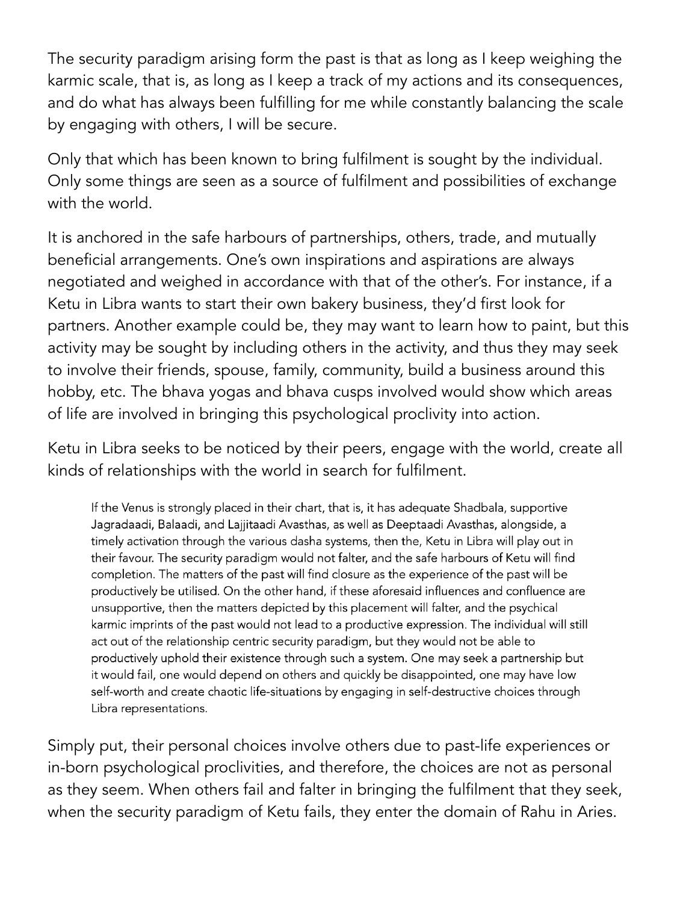The security paradigm arising form the past is that as long as I keep weighing the karmic scale, that is, as long as I keep a track of my actions and its consequences, and do what has always been fulfilling for me while constantly balancing the scale by engaging with others, I will be secure.

Only that which has been known to bring fulfilment is sought by the individual. Only some things are seen as a source of fulfilment and possibilities of exchange with the world.

It is anchored in the safe harbours of partnerships, others, trade, and mutually beneficial arrangements. One's own inspirations and aspirations are always negotiated and weighed in accordance with that of the other's. For instance, if a Ketu in Libra wants to start their own bakery business, they'd first look for partners. Another example could be, they may want to learn how to paint, but this activity may be sought by including others in the activity, and thus they may seek to involve their friends, spouse, family, community, build a business around this hobby, etc. The bhava yogas and bhava cusps involved would show which areas of life are involved in bringing this psychological proclivity into action.

Ketu in Libra seeks to be noticed by their peers, engage with the world, create all kinds of relationships with the world in search for fulfilment.

> If the Venus is strongly placed in their chart, that is, it has adequate Shadbala, supportive Jagradaadi, Balaadi, and Lajjitaadi Avasthas, as well as Deeptaadi Avasthas, alongside, a timely activation through the various dasha systems, then the, Ketu in Libra will play out in their favour. The security paradigm would not falter, and the safe harbours of Ketu will find completion. The matters of the past will find closure as the experience of the past will be productively be utilised. On the other hand, if these aforesaid influences and confluence are unsupportive, then the matters depicted by this placement will falter, and the psychical karmic imprints of the past would not lead to a productive expression. The individual will still act out of the relationship centric security paradigm, but they would not be able to productively uphold their existence through such a system. One may seek a partnership but it would fail, one would depend on others and quickly be disappointed, one may have low self-worth and create chaotic life-situations by engaging in self-destructive choices through Libra representations.

Simply put, their personal choices involve others due to past-life experiences or in-born psychological proclivities, and therefore, the choices are not as personal as they seem. When others fail and falter in bringing the fulfilment that they seek, when the security paradigm of Ketu fails, they enter the domain of Rahu in Aries.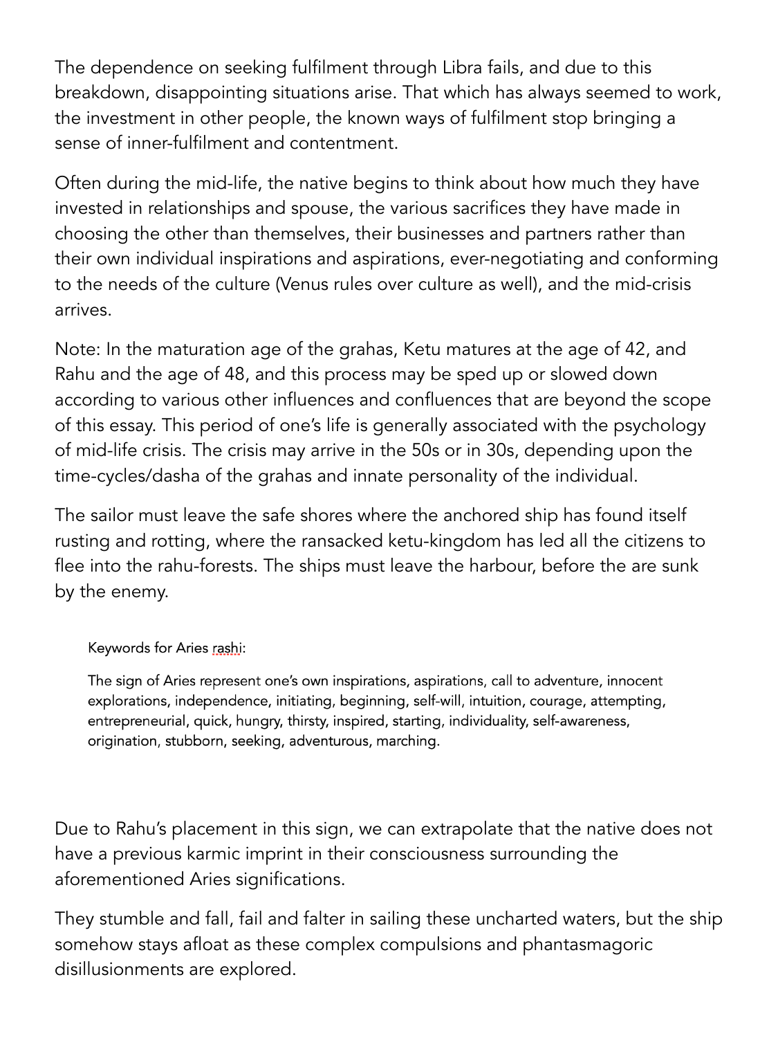The dependence on seeking fulfilment through Libra fails, and due to this breakdown, disappointing situations arise. That which has always seemed to work, the investment in other people, the known ways of fulfilment stop bringing a sense of inner-fulfilment and contentment.

Often during the mid-life, the native begins to think about how much they have invested in relationships and spouse, the various sacrifices they have made in choosing the other than themselves, their businesses and partners rather than their own individual inspirations and aspirations, ever-negotiating and conforming to the needs of the culture (Venus rules over culture as well), and the mid-crisis arrives.

Note: In the maturation age of the grahas, Ketu matures at the age of 42, and Rahu and the age of 48, and this process may be sped up or slowed down according to various other influences and confluences that are beyond the scope of this essay. This period of one's life is generally associated with the psychology of mid-life crisis. The crisis may arrive in the 50s or in 30s, depending upon the time-cycles/dasha of the grahas and innate personality of the individual.

The sailor must leave the safe shores where the anchored ship has found itself rusting and rotting, where the ransacked ketu-kingdom has led all the citizens to flee into the rahu-forests. The ships must leave the harbour, before the are sunk by the enemy.

> Keywords for Aries rashi:
>
> The sign of Aries represent one's own inspirations, aspirations, call to adventure, innocent explorations, independence, initiating, beginning, self-will, intuition, courage, attempting, entrepreneurial, quick, hungry, thirsty, inspired, starting, individuality, self-awareness, origination, stubborn, seeking, adventurous, marching.

Due to Rahu's placement in this sign, we can extrapolate that the native does not have a previous karmic imprint in their consciousness surrounding the aforementioned Aries significations.

They stumble and fall, fail and falter in sailing these uncharted waters, but the ship somehow stays afloat as these complex compulsions and phantasmagoric disillusionments are explored.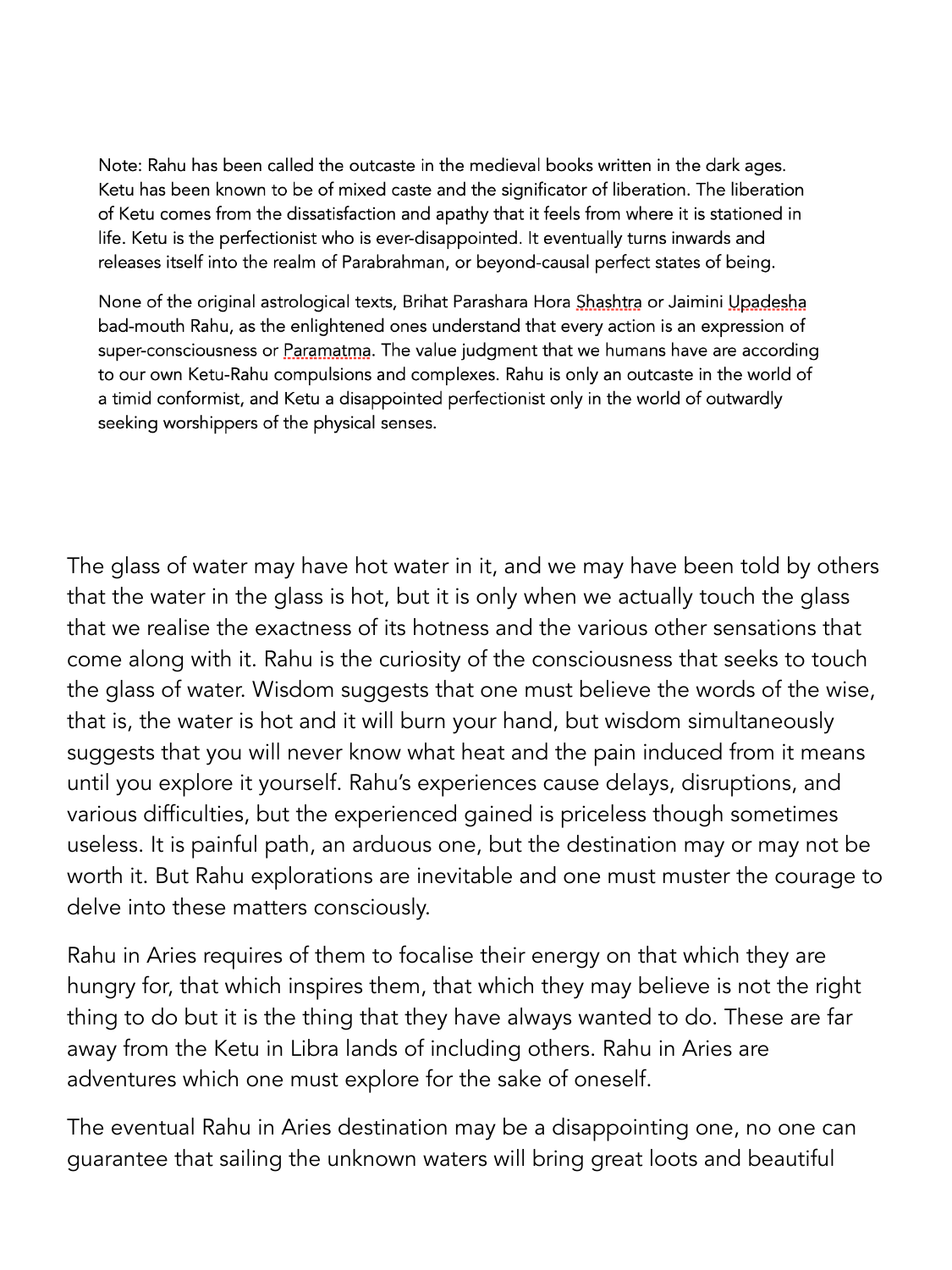Note: Rahu has been called the outcaste in the medieval books written in the dark ages. Ketu has been known to be of mixed caste and the significator of liberation. The liberation of Ketu comes from the dissatisfaction and apathy that it feels from where it is stationed in life. Ketu is the perfectionist who is ever-disappointed. It eventually turns inwards and releases itself into the realm of Parabrahman, or beyond-causal perfect states of being.

None of the original astrological texts, Brihat Parashara Hora Shashtra or Jaimini Upadesha bad-mouth Rahu, as the enlightened ones understand that every action is an expression of super-consciousness or Paramatma. The value judgment that we humans have are according to our own Ketu-Rahu compulsions and complexes. Rahu is only an outcaste in the world of a timid conformist, and Ketu a disappointed perfectionist only in the world of outwardly seeking worshippers of the physical senses.

The glass of water may have hot water in it, and we may have been told by others that the water in the glass is hot, but it is only when we actually touch the glass that we realise the exactness of its hotness and the various other sensations that come along with it. Rahu is the curiosity of the consciousness that seeks to touch the glass of water. Wisdom suggests that one must believe the words of the wise, that is, the water is hot and it will burn your hand, but wisdom simultaneously suggests that you will never know what heat and the pain induced from it means until you explore it yourself. Rahu's experiences cause delays, disruptions, and various difficulties, but the experienced gained is priceless though sometimes useless. It is painful path, an arduous one, but the destination may or may not be worth it. But Rahu explorations are inevitable and one must muster the courage to delve into these matters consciously.

Rahu in Aries requires of them to focalise their energy on that which they are hungry for, that which inspires them, that which they may believe is not the right thing to do but it is the thing that they have always wanted to do. These are far away from the Ketu in Libra lands of including others. Rahu in Aries are adventures which one must explore for the sake of oneself.

The eventual Rahu in Aries destination may be a disappointing one, no one can guarantee that sailing the unknown waters will bring great loots and beautiful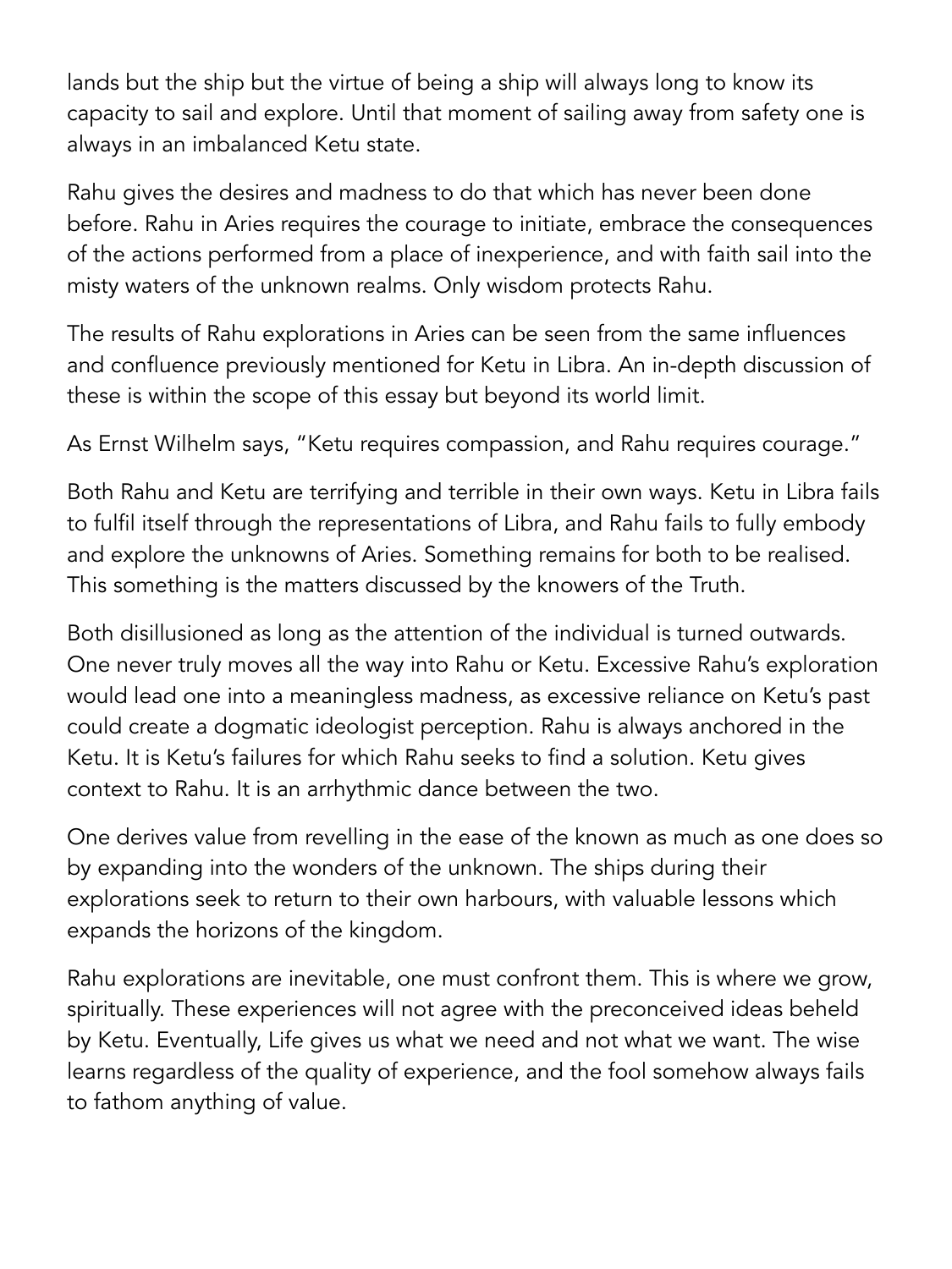lands but the ship but the virtue of being a ship will always long to know its capacity to sail and explore. Until that moment of sailing away from safety one is always in an imbalanced Ketu state.

Rahu gives the desires and madness to do that which has never been done before. Rahu in Aries requires the courage to initiate, embrace the consequences of the actions performed from a place of inexperience, and with faith sail into the misty waters of the unknown realms. Only wisdom protects Rahu.

The results of Rahu explorations in Aries can be seen from the same influences and confluence previously mentioned for Ketu in Libra. An in-depth discussion of these is within the scope of this essay but beyond its world limit.

As Ernst Wilhelm says, "Ketu requires compassion, and Rahu requires courage."

Both Rahu and Ketu are terrifying and terrible in their own ways. Ketu in Libra fails to fulfil itself through the representations of Libra, and Rahu fails to fully embody and explore the unknowns of Aries. Something remains for both to be realised. This something is the matters discussed by the knowers of the Truth.

Both disillusioned as long as the attention of the individual is turned outwards. One never truly moves all the way into Rahu or Ketu. Excessive Rahu's exploration would lead one into a meaningless madness, as excessive reliance on Ketu's past could create a dogmatic ideologist perception. Rahu is always anchored in the Ketu. It is Ketu's failures for which Rahu seeks to find a solution. Ketu gives context to Rahu. It is an arrhythmic dance between the two.

One derives value from revelling in the ease of the known as much as one does so by expanding into the wonders of the unknown. The ships during their explorations seek to return to their own harbours, with valuable lessons which expands the horizons of the kingdom.

Rahu explorations are inevitable, one must confront them. This is where we grow, spiritually. These experiences will not agree with the preconceived ideas beheld by Ketu. Eventually, Life gives us what we need and not what we want. The wise learns regardless of the quality of experience, and the fool somehow always fails to fathom anything of value.